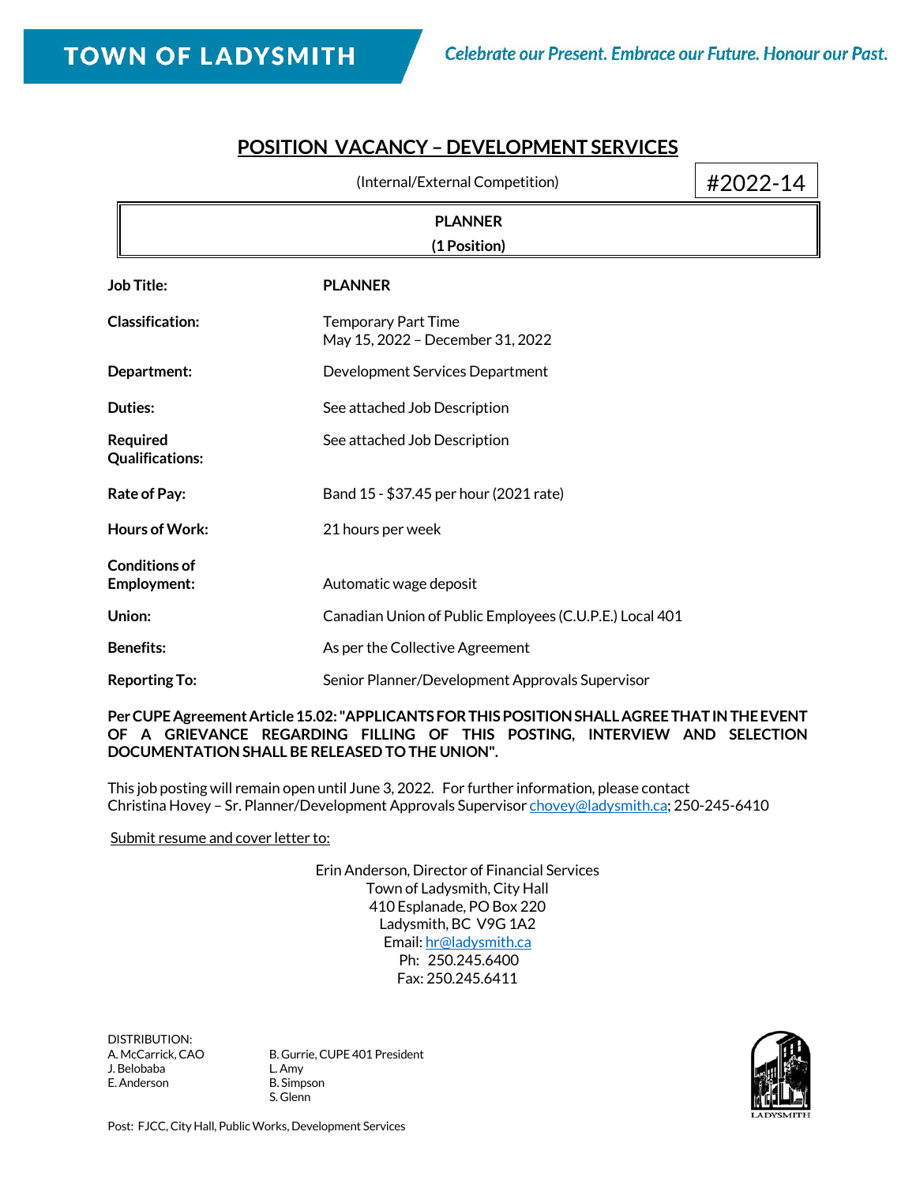**TOWN OF LADYSMITH** *Celebrate our Present. Embrace our Future. Honour our Past.*

# POSITION VACANCY – DEVELOPMENT SERVICES

(Internal/External Competition) #2022-14

**PLANNER**
**(1 Position)**

| | |
|---|---|
| **Job Title:** | **PLANNER** |
| **Classification:** | Temporary Part Time<br>May 15, 2022 – December 31, 2022 |
| **Department:** | Development Services Department |
| **Duties:** | See attached Job Description |
| **Required Qualifications:** | See attached Job Description |
| **Rate of Pay:** | Band 15 - $37.45 per hour (2021 rate) |
| **Hours of Work:** | 21 hours per week |
| **Conditions of Employment:** | Automatic wage deposit |
| **Union:** | Canadian Union of Public Employees (C.U.P.E.) Local 401 |
| **Benefits:** | As per the Collective Agreement |
| **Reporting To:** | Senior Planner/Development Approvals Supervisor |

**Per CUPE Agreement Article 15.02: "APPLICANTS FOR THIS POSITION SHALL AGREE THAT IN THE EVENT OF A GRIEVANCE REGARDING FILLING OF THIS POSTING, INTERVIEW AND SELECTION DOCUMENTATION SHALL BE RELEASED TO THE UNION".**

This job posting will remain open until June 3, 2022. For further information, please contact Christina Hovey – Sr. Planner/Development Approvals Supervisor chovey@ladysmith.ca; 250-245-6410

Submit resume and cover letter to:

Erin Anderson, Director of Financial Services
Town of Ladysmith, City Hall
410 Esplanade, PO Box 220
Ladysmith, BC V9G 1A2
Email: hr@ladysmith.ca
Ph: 250.245.6400
Fax: 250.245.6411

DISTRIBUTION:

| | |
|---|---|
| A. McCarrick, CAO | B. Gurrie, CUPE 401 President |
| J. Belobaba | L. Amy |
| E. Anderson | B. Simpson |
| | S. Glenn |

Post: FJCC, City Hall, Public Works, Development Services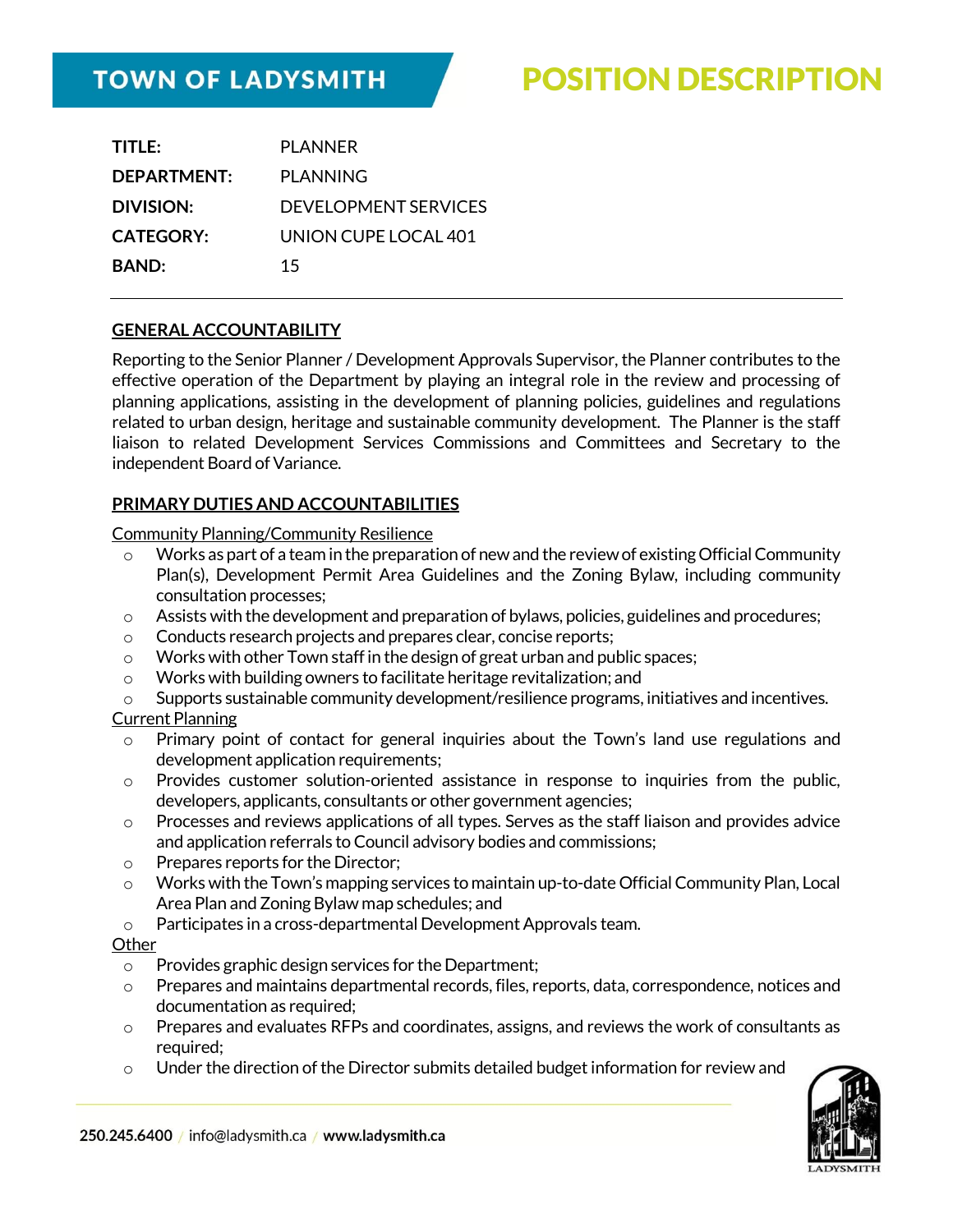**TOWN OF LADYSMITH**

# POSITION DESCRIPTION

| | |
|---|---|
| **TITLE:** | PLANNER |
| **DEPARTMENT:** | PLANNING |
| **DIVISION:** | DEVELOPMENT SERVICES |
| **CATEGORY:** | UNION CUPE LOCAL 401 |
| **BAND:** | 15 |

## GENERAL ACCOUNTABILITY

Reporting to the Senior Planner / Development Approvals Supervisor, the Planner contributes to the effective operation of the Department by playing an integral role in the review and processing of planning applications, assisting in the development of planning policies, guidelines and regulations related to urban design, heritage and sustainable community development. The Planner is the staff liaison to related Development Services Commissions and Committees and Secretary to the independent Board of Variance.

## PRIMARY DUTIES AND ACCOUNTABILITIES

Community Planning/Community Resilience

- Works as part of a team in the preparation of new and the review of existing Official Community Plan(s), Development Permit Area Guidelines and the Zoning Bylaw, including community consultation processes;
- Assists with the development and preparation of bylaws, policies, guidelines and procedures;
- Conducts research projects and prepares clear, concise reports;
- Works with other Town staff in the design of great urban and public spaces;
- Works with building owners to facilitate heritage revitalization; and
- Supports sustainable community development/resilience programs, initiatives and incentives.

Current Planning

- Primary point of contact for general inquiries about the Town's land use regulations and development application requirements;
- Provides customer solution-oriented assistance in response to inquiries from the public, developers, applicants, consultants or other government agencies;
- Processes and reviews applications of all types. Serves as the staff liaison and provides advice and application referrals to Council advisory bodies and commissions;
- Prepares reports for the Director;
- Works with the Town's mapping services to maintain up-to-date Official Community Plan, Local Area Plan and Zoning Bylaw map schedules; and
- Participates in a cross-departmental Development Approvals team.

Other

- Provides graphic design services for the Department;
- Prepares and maintains departmental records, files, reports, data, correspondence, notices and documentation as required;
- Prepares and evaluates RFPs and coordinates, assigns, and reviews the work of consultants as required;
- Under the direction of the Director submits detailed budget information for review and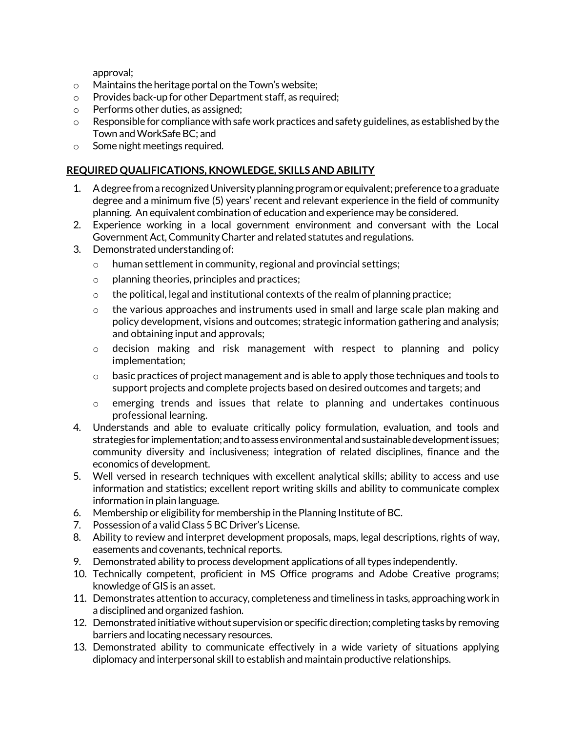approval;

- Maintains the heritage portal on the Town's website;
- Provides back-up for other Department staff, as required;
- Performs other duties, as assigned;
- Responsible for compliance with safe work practices and safety guidelines, as established by the Town and WorkSafe BC; and
- Some night meetings required.

**REQUIRED QUALIFICATIONS, KNOWLEDGE, SKILLS AND ABILITY**

1. A degree from a recognized University planning program or equivalent; preference to a graduate degree and a minimum five (5) years' recent and relevant experience in the field of community planning. An equivalent combination of education and experience may be considered.
2. Experience working in a local government environment and conversant with the Local Government Act, Community Charter and related statutes and regulations.
3. Demonstrated understanding of:
   - human settlement in community, regional and provincial settings;
   - planning theories, principles and practices;
   - the political, legal and institutional contexts of the realm of planning practice;
   - the various approaches and instruments used in small and large scale plan making and policy development, visions and outcomes; strategic information gathering and analysis; and obtaining input and approvals;
   - decision making and risk management with respect to planning and policy implementation;
   - basic practices of project management and is able to apply those techniques and tools to support projects and complete projects based on desired outcomes and targets; and
   - emerging trends and issues that relate to planning and undertakes continuous professional learning.
4. Understands and able to evaluate critically policy formulation, evaluation, and tools and strategies for implementation; and to assess environmental and sustainable development issues; community diversity and inclusiveness; integration of related disciplines, finance and the economics of development.
5. Well versed in research techniques with excellent analytical skills; ability to access and use information and statistics; excellent report writing skills and ability to communicate complex information in plain language.
6. Membership or eligibility for membership in the Planning Institute of BC.
7. Possession of a valid Class 5 BC Driver's License.
8. Ability to review and interpret development proposals, maps, legal descriptions, rights of way, easements and covenants, technical reports.
9. Demonstrated ability to process development applications of all types independently.
10. Technically competent, proficient in MS Office programs and Adobe Creative programs; knowledge of GIS is an asset.
11. Demonstrates attention to accuracy, completeness and timeliness in tasks, approaching work in a disciplined and organized fashion.
12. Demonstrated initiative without supervision or specific direction; completing tasks by removing barriers and locating necessary resources.
13. Demonstrated ability to communicate effectively in a wide variety of situations applying diplomacy and interpersonal skill to establish and maintain productive relationships.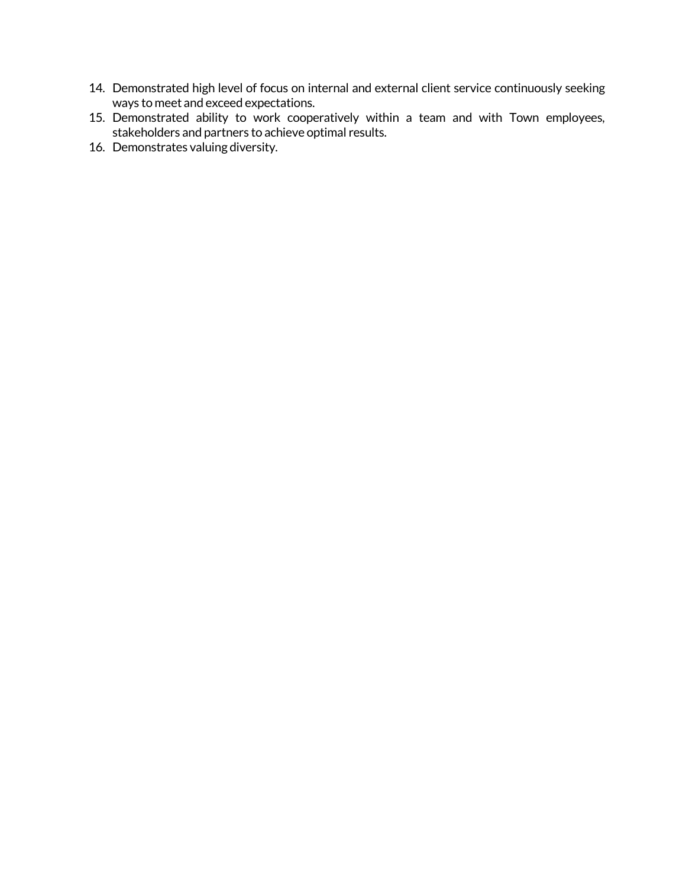14. Demonstrated high level of focus on internal and external client service continuously seeking ways to meet and exceed expectations.
15. Demonstrated ability to work cooperatively within a team and with Town employees, stakeholders and partners to achieve optimal results.
16. Demonstrates valuing diversity.